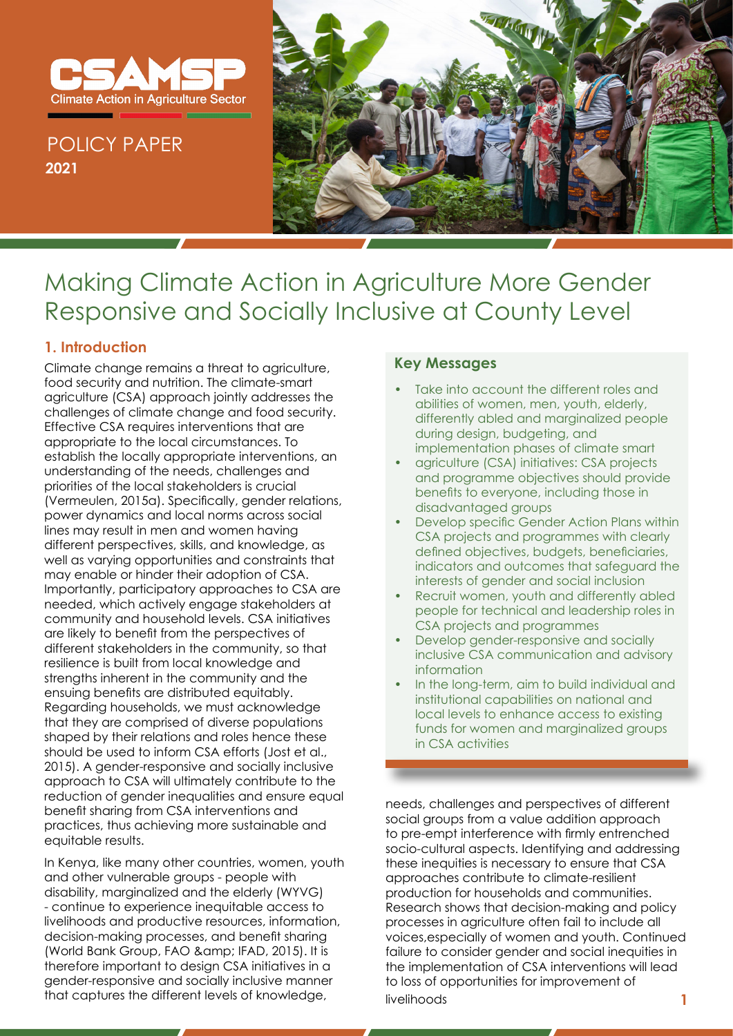CSAMSP

Climate Action in Agriculture Sector

POLICY PAPER

2021

# Making Climate Action in Agriculture More Gender Responsive and Socially Inclusive at County Level

## 1. Introduction

Climate change remains a threat to agriculture, food security and nutrition. The climate-smart agriculture (CSA) approach jointly addresses the challenges of climate change and food security. Effective CSA requires interventions that are appropriate to the local circumstances. To establish the locally appropriate interventions, an understanding of the needs, challenges and priorities of the local stakeholders is crucial (Vermeulen, 2015a). Specifically, gender relations, power dynamics and local norms across social lines may result in men and women having different perspectives, skills, and knowledge, as well as varying opportunities and constraints that may enable or hinder their adoption of CSA. Importantly, participatory approaches to CSA are needed, which actively engage stakeholders at community and household levels. CSA initiatives are likely to benefit from the perspectives of different stakeholders in the community, so that resilience is built from local knowledge and strengths inherent in the community and the ensuing benefits are distributed equitably. Regarding households, we must acknowledge that they are comprised of diverse populations shaped by their relations and roles hence these should be used to inform CSA efforts (Jost et al., 2015). A gender-responsive and socially inclusive approach to CSA will ultimately contribute to the reduction of gender inequalities and ensure equal benefit sharing from CSA interventions and practices, thus achieving more sustainable and equitable results.

In Kenya, like many other countries, women, youth and other vulnerable groups - people with disability, marginalized and the elderly (WYVG) - continue to experience inequitable access to livelihoods and productive resources, information, decision-making processes, and benefit sharing (World Bank Group, FAO &amp; IFAD, 2015). It is therefore important to design CSA initiatives in a gender-responsive and socially inclusive manner that captures the different levels of knowledge, needs, challenges and perspectives of different social groups from a value addition approach to pre-empt interference with firmly entrenched socio-cultural aspects. Identifying and addressing these inequities is necessary to ensure that CSA approaches contribute to climate-resilient production for households and communities. Research shows that decision-making and policy processes in agriculture often fail to include all voices,especially of women and youth. Continued failure to consider gender and social inequities in the implementation of CSA interventions will lead to loss of opportunities for improvement of livelihoods

### Key Messages

- Take into account the different roles and abilities of women, men, youth, elderly, differently abled and marginalized people during design, budgeting, and implementation phases of climate smart
- agriculture (CSA) initiatives: CSA projects and programme objectives should provide benefits to everyone, including those in disadvantaged groups
- Develop specific Gender Action Plans within CSA projects and programmes with clearly defined objectives, budgets, beneficiaries, indicators and outcomes that safeguard the interests of gender and social inclusion
- Recruit women, youth and differently abled people for technical and leadership roles in CSA projects and programmes
- Develop gender-responsive and socially inclusive CSA communication and advisory information
- In the long-term, aim to build individual and institutional capabilities on national and local levels to enhance access to existing funds for women and marginalized groups in CSA activities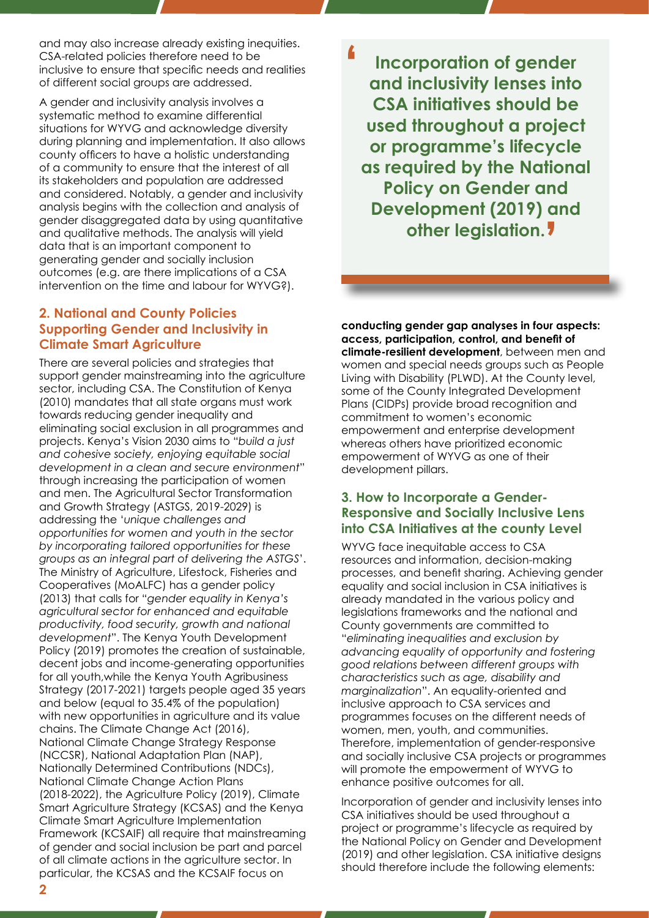and may also increase already existing inequities. CSA-related policies therefore need to be inclusive to ensure that specific needs and realities of different social groups are addressed.

A gender and inclusivity analysis involves a systematic method to examine differential situations for WYVG and acknowledge diversity during planning and implementation. It also allows county officers to have a holistic understanding of a community to ensure that the interest of all its stakeholders and population are addressed and considered. Notably, a gender and inclusivity analysis begins with the collection and analysis of gender disaggregated data by using quantitative and qualitative methods. The analysis will yield data that is an important component to generating gender and socially inclusion outcomes (e.g. are there implications of a CSA intervention on the time and labour for WYVG?).

> **Incorporation of gender and inclusivity lenses into CSA initiatives should be used throughout a project or programme's lifecycle as required by the National Policy on Gender and Development (2019) and other legislation.**

## 2. National and County Policies Supporting Gender and Inclusivity in Climate Smart Agriculture

There are several policies and strategies that support gender mainstreaming into the agriculture sector, including CSA. The Constitution of Kenya (2010) mandates that all state organs must work towards reducing gender inequality and eliminating social exclusion in all programmes and projects. Kenya's Vision 2030 aims to "*build a just and cohesive society, enjoying equitable social development in a clean and secure environment*" through increasing the participation of women and men. The Agricultural Sector Transformation and Growth Strategy (ASTGS, 2019-2029) is addressing the '*unique challenges and opportunities for women and youth in the sector by incorporating tailored opportunities for these groups as an integral part of delivering the ASTGS*'. The Ministry of Agriculture, Lifestock, Fisheries and Cooperatives (MoALFC) has a gender policy (2013) that calls for "*gender equality in Kenya's agricultural sector for enhanced and equitable productivity, food security, growth and national development*". The Kenya Youth Development Policy (2019) promotes the creation of sustainable, decent jobs and income-generating opportunities for all youth,while the Kenya Youth Agribusiness Strategy (2017-2021) targets people aged 35 years and below (equal to 35.4% of the population) with new opportunities in agriculture and its value chains. The Climate Change Act (2016), National Climate Change Strategy Response (NCCSR), National Adaptation Plan (NAP), Nationally Determined Contributions (NDCs), National Climate Change Action Plans (2018-2022), the Agriculture Policy (2019), Climate Smart Agriculture Strategy (KCSAS) and the Kenya Climate Smart Agriculture Implementation Framework (KCSAIF) all require that mainstreaming of gender and social inclusion be part and parcel of all climate actions in the agriculture sector. In particular, the KCSAS and the KCSAIF focus on **conducting gender gap analyses in four aspects: access, participation, control, and benefit of climate-resilient development**, between men and women and special needs groups such as People Living with Disability (PLWD). At the County level, some of the County Integrated Development Plans (CIDPs) provide broad recognition and commitment to women's economic empowerment and enterprise development whereas others have prioritized economic empowerment of WYVG as one of their development pillars.

## 3. How to Incorporate a Gender-Responsive and Socially Inclusive Lens into CSA Initiatives at the county Level

WYVG face inequitable access to CSA resources and information, decision-making processes, and benefit sharing. Achieving gender equality and social inclusion in CSA initiatives is already mandated in the various policy and legislations frameworks and the national and County governments are committed to "*eliminating inequalities and exclusion by advancing equality of opportunity and fostering good relations between different groups with characteristics such as age, disability and marginalization*". An equality-oriented and inclusive approach to CSA services and programmes focuses on the different needs of women, men, youth, and communities. Therefore, implementation of gender-responsive and socially inclusive CSA projects or programmes will promote the empowerment of WYVG to enhance positive outcomes for all.

Incorporation of gender and inclusivity lenses into CSA initiatives should be used throughout a project or programme's lifecycle as required by the National Policy on Gender and Development (2019) and other legislation. CSA initiative designs should therefore include the following elements: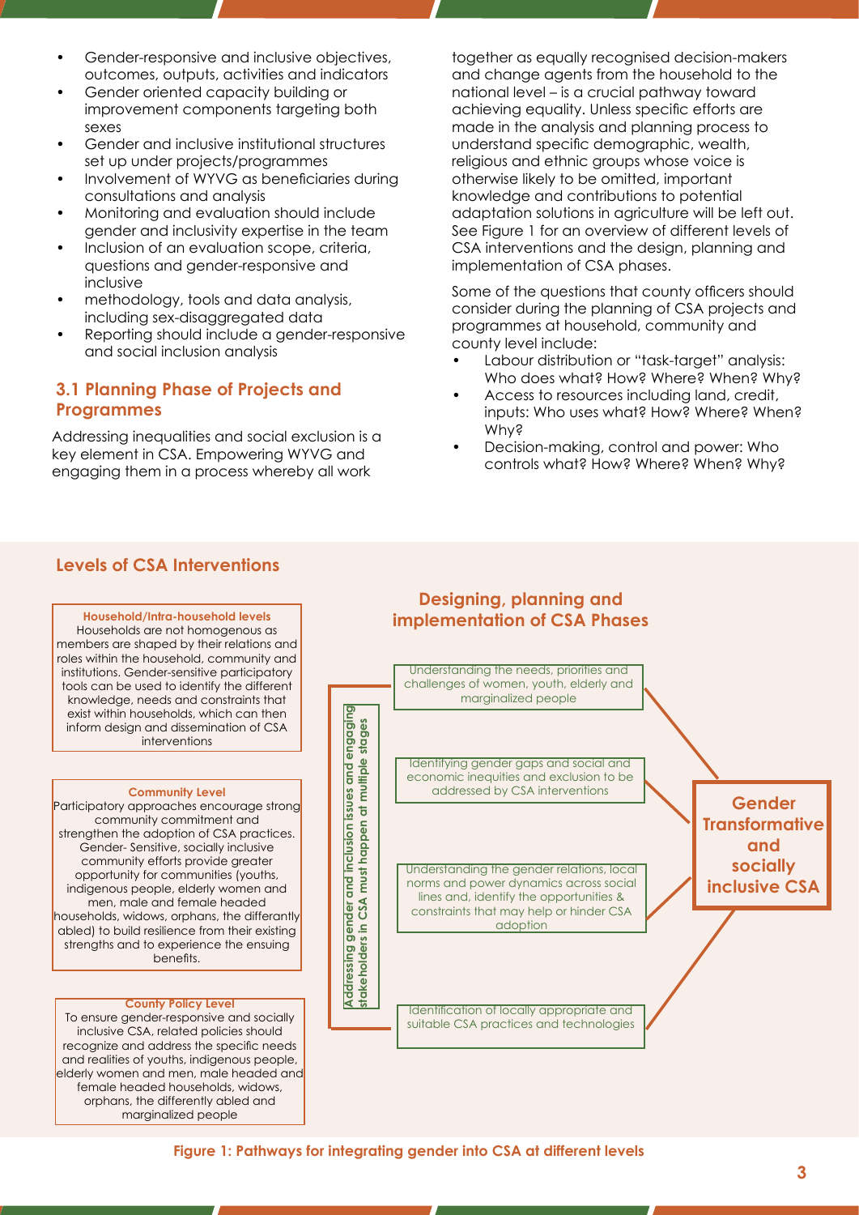- Gender-responsive and inclusive objectives, outcomes, outputs, activities and indicators
- Gender oriented capacity building or improvement components targeting both sexes
- Gender and inclusive institutional structures set up under projects/programmes
- Involvement of WYVG as beneficiaries during consultations and analysis
- Monitoring and evaluation should include gender and inclusivity expertise in the team
- Inclusion of an evaluation scope, criteria, questions and gender-responsive and inclusive
- methodology, tools and data analysis, including sex-disaggregated data
- Reporting should include a gender-responsive and social inclusion analysis

### 3.1 Planning Phase of Projects and Programmes

Addressing inequalities and social exclusion is a key element in CSA. Empowering WYVG and engaging them in a process whereby all work together as equally recognised decision-makers and change agents from the household to the national level – is a crucial pathway toward achieving equality. Unless specific efforts are made in the analysis and planning process to understand specific demographic, wealth, religious and ethnic groups whose voice is otherwise likely to be omitted, important knowledge and contributions to potential adaptation solutions in agriculture will be left out. See Figure 1 for an overview of different levels of CSA interventions and the design, planning and implementation of CSA phases.

Some of the questions that county officers should consider during the planning of CSA projects and programmes at household, community and county level include:

- Labour distribution or "task-target" analysis: Who does what? How? Where? When? Why?
- Access to resources including land, credit, inputs: Who uses what? How? Where? When? Why?
- Decision-making, control and power: Who controls what? How? Where? When? Why?

#### Levels of CSA Interventions

**Household/Intra-household levels**
Households are not homogenous as members are shaped by their relations and roles within the household, community and institutions. Gender-sensitive participatory tools can be used to identify the different knowledge, needs and constraints that exist within households, which can then inform design and dissemination of CSA interventions

**Community Level**
Participatory approaches encourage strong community commitment and strengthen the adoption of CSA practices. Gender- Sensitive, socially inclusive community efforts provide greater opportunity for communities (youths, indigenous people, elderly women and men, male and female headed households, widows, orphans, the differantly abled) to build resilience from their existing strengths and to experience the ensuing benefits.

**County Policy Level**
To ensure gender-responsive and socially inclusive CSA, related policies should recognize and address the specific needs and realities of youths, indigenous people, elderly women and men, male headed and female headed households, widows, orphans, the differently abled and marginalized people

**Designing, planning and implementation of CSA Phases**

Addressing gender and inclusion issues and engaging stakeholders in CSA must happen at multiple stages

Understanding the needs, priorities and challenges of women, youth, elderly and marginalized people

Identifying gender gaps and social and economic inequities and exclusion to be addressed by CSA interventions

Understanding the gender relations, local norms and power dynamics across social lines and, identify the opportunities & constraints that may help or hinder CSA adoption

Identification of locally appropriate and suitable CSA practices and technologies

**Gender Transformative and socially inclusive CSA**

**Figure 1: Pathways for integrating gender into CSA at different levels**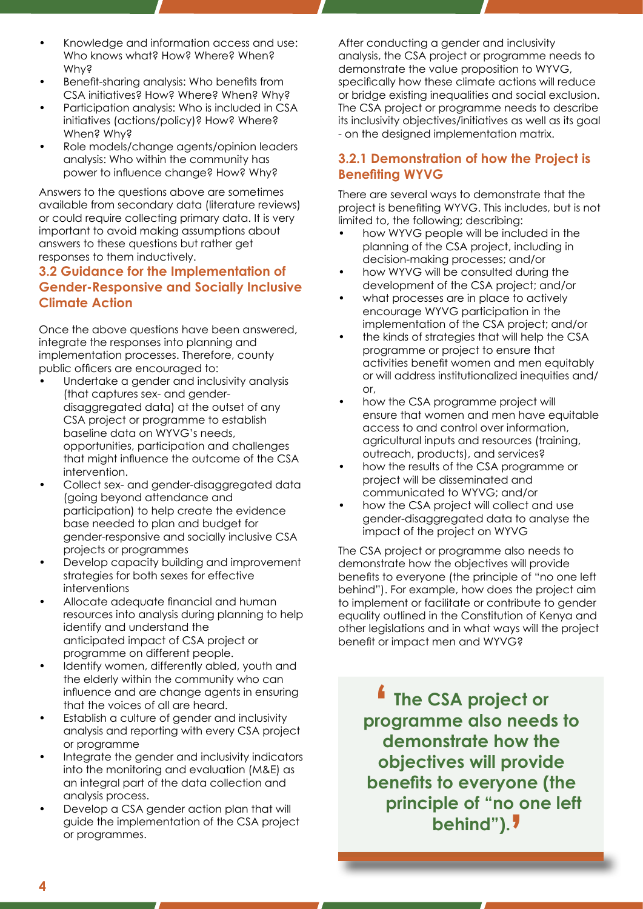- Knowledge and information access and use: Who knows what? How? Where? When? Why?
- Benefit-sharing analysis: Who benefits from CSA initiatives? How? Where? When? Why?
- Participation analysis: Who is included in CSA initiatives (actions/policy)? How? Where? When? Why?
- Role models/change agents/opinion leaders analysis: Who within the community has power to influence change? How? Why?

Answers to the questions above are sometimes available from secondary data (literature reviews) or could require collecting primary data. It is very important to avoid making assumptions about answers to these questions but rather get responses to them inductively.

### 3.2 Guidance for the Implementation of Gender-Responsive and Socially Inclusive Climate Action

Once the above questions have been answered, integrate the responses into planning and implementation processes. Therefore, county public officers are encouraged to:

- Undertake a gender and inclusivity analysis (that captures sex- and gender-disaggregated data) at the outset of any CSA project or programme to establish baseline data on WYVG's needs, opportunities, participation and challenges that might influence the outcome of the CSA intervention.
- Collect sex- and gender-disaggregated data (going beyond attendance and participation) to help create the evidence base needed to plan and budget for gender-responsive and socially inclusive CSA projects or programmes
- Develop capacity building and improvement strategies for both sexes for effective interventions
- Allocate adequate financial and human resources into analysis during planning to help identify and understand the anticipated impact of CSA project or programme on different people.
- Identify women, differently abled, youth and the elderly within the community who can influence and are change agents in ensuring that the voices of all are heard.
- Establish a culture of gender and inclusivity analysis and reporting with every CSA project or programme
- Integrate the gender and inclusivity indicators into the monitoring and evaluation (M&E) as an integral part of the data collection and analysis process.
- Develop a CSA gender action plan that will guide the implementation of the CSA project or programmes.

After conducting a gender and inclusivity analysis, the CSA project or programme needs to demonstrate the value proposition to WYVG, specifically how these climate actions will reduce or bridge existing inequalities and social exclusion. The CSA project or programme needs to describe its inclusivity objectives/initiatives as well as its goal - on the designed implementation matrix.

#### 3.2.1 Demonstration of how the Project is Benefiting WYVG

There are several ways to demonstrate that the project is benefiting WYVG. This includes, but is not limited to, the following; describing:

- how WYVG people will be included in the planning of the CSA project, including in decision-making processes; and/or
- how WYVG will be consulted during the development of the CSA project; and/or
- what processes are in place to actively encourage WYVG participation in the implementation of the CSA project; and/or
- the kinds of strategies that will help the CSA programme or project to ensure that activities benefit women and men equitably or will address institutionalized inequities and/ or,
- how the CSA programme project will ensure that women and men have equitable access to and control over information, agricultural inputs and resources (training, outreach, products), and services?
- how the results of the CSA programme or project will be disseminated and communicated to WYVG; and/or
- how the CSA project will collect and use gender-disaggregated data to analyse the impact of the project on WYVG

The CSA project or programme also needs to demonstrate how the objectives will provide benefits to everyone (the principle of "no one left behind"). For example, how does the project aim to implement or facilitate or contribute to gender equality outlined in the Constitution of Kenya and other legislations and in what ways will the project benefit or impact men and WYVG?

> **"The CSA project or programme also needs to demonstrate how the objectives will provide benefits to everyone (the principle of "no one left behind")."**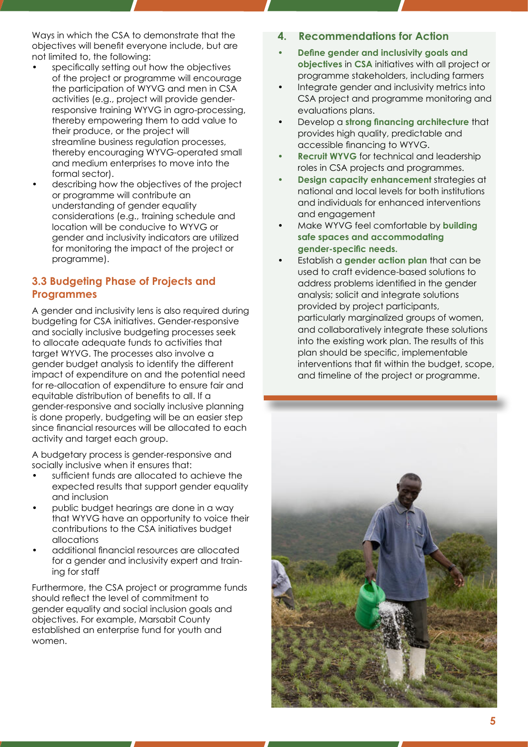Ways in which the CSA to demonstrate that the objectives will benefit everyone include, but are not limited to, the following:

- specifically setting out how the objectives of the project or programme will encourage the participation of WYVG and men in CSA activities (e.g., project will provide gender-responsive training WYVG in agro-processing, thereby empowering them to add value to their produce, or the project will streamline business regulation processes, thereby encouraging WYVG-operated small and medium enterprises to move into the formal sector).
- describing how the objectives of the project or programme will contribute an understanding of gender equality considerations (e.g., training schedule and location will be conducive to WYVG or gender and inclusivity indicators are utilized for monitoring the impact of the project or programme).

### 3.3 Budgeting Phase of Projects and Programmes

A gender and inclusivity lens is also required during budgeting for CSA initiatives. Gender-responsive and socially inclusive budgeting processes seek to allocate adequate funds to activities that target WYVG. The processes also involve a gender budget analysis to identify the different impact of expenditure on and the potential need for re-allocation of expenditure to ensure fair and equitable distribution of benefits to all. If a gender-responsive and socially inclusive planning is done properly, budgeting will be an easier step since financial resources will be allocated to each activity and target each group.

A budgetary process is gender-responsive and socially inclusive when it ensures that:

- sufficient funds are allocated to achieve the expected results that support gender equality and inclusion
- public budget hearings are done in a way that WYVG have an opportunity to voice their contributions to the CSA initiatives budget allocations
- additional financial resources are allocated for a gender and inclusivity expert and training for staff

Furthermore, the CSA project or programme funds should reflect the level of commitment to gender equality and social inclusion goals and objectives. For example, Marsabit County established an enterprise fund for youth and women.

## 4. Recommendations for Action

- **Define gender and inclusivity goals and objectives** in **CSA** initiatives with all project or programme stakeholders, including farmers
- Integrate gender and inclusivity metrics into CSA project and programme monitoring and evaluations plans.
- Develop a **strong financing architecture** that provides high quality, predictable and accessible financing to WYVG.
- **Recruit WYVG** for technical and leadership roles in CSA projects and programmes.
- **Design capacity enhancement** strategies at national and local levels for both institutions and individuals for enhanced interventions and engagement
- Make WYVG feel comfortable by **building safe spaces and accommodating gender-specific needs.**
- Establish a **gender action plan** that can be used to craft evidence-based solutions to address problems identified in the gender analysis; solicit and integrate solutions provided by project participants, particularly marginalized groups of women, and collaboratively integrate these solutions into the existing work plan. The results of this plan should be specific, implementable interventions that fit within the budget, scope, and timeline of the project or programme.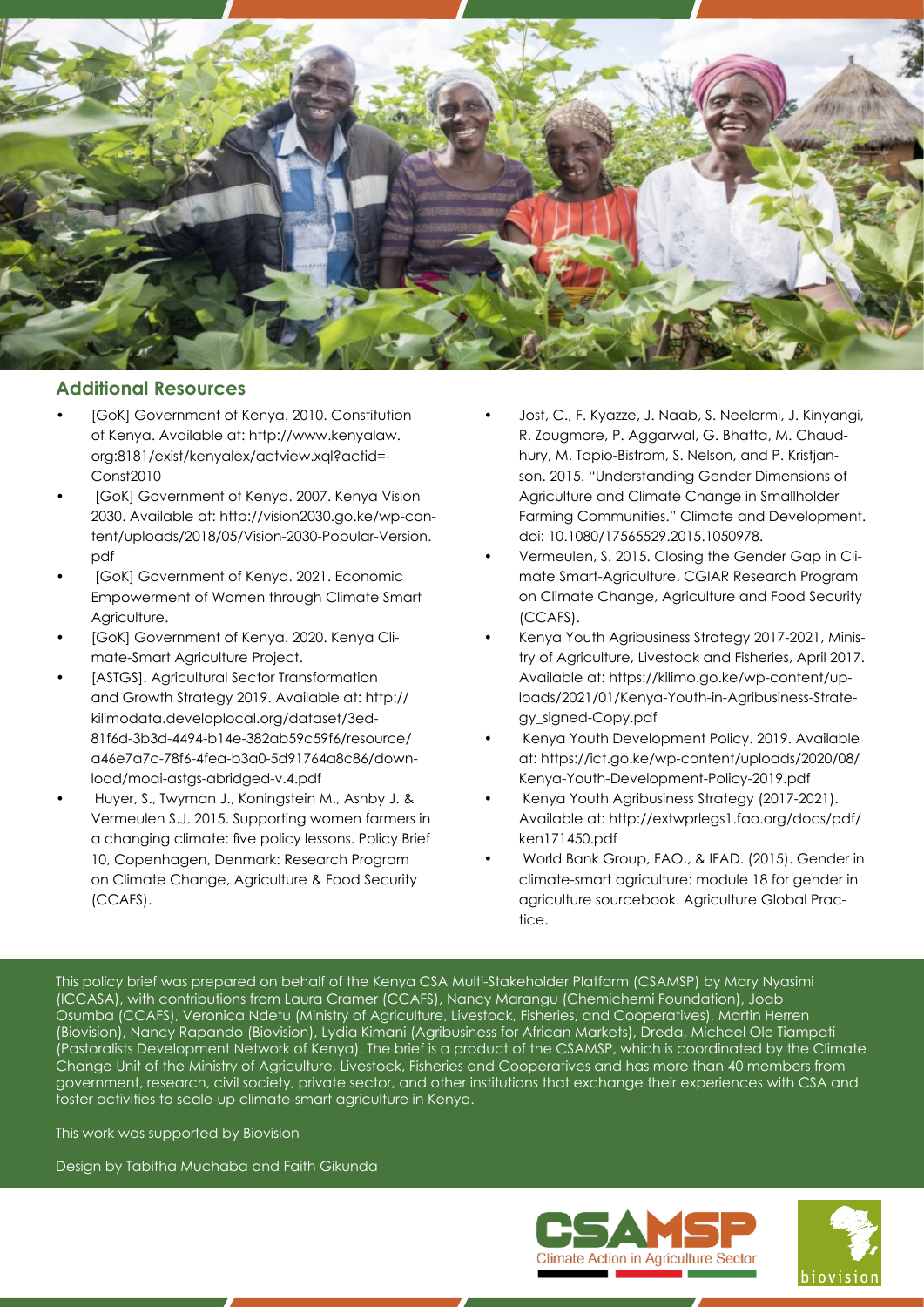## Additional Resources

- [GoK] Government of Kenya. 2010. Constitution of Kenya. Available at: http://www.kenyalaw.org:8181/exist/kenyalex/actview.xql?actid=-Const2010
- [GoK] Government of Kenya. 2007. Kenya Vision 2030. Available at: http://vision2030.go.ke/wp-content/uploads/2018/05/Vision-2030-Popular-Version.pdf
- [GoK] Government of Kenya. 2021. Economic Empowerment of Women through Climate Smart Agriculture.
- [GoK] Government of Kenya. 2020. Kenya Climate-Smart Agriculture Project.
- [ASTGS]. Agricultural Sector Transformation and Growth Strategy 2019. Available at: http://kilimodata.developlocal.org/dataset/3ed-81f6d-3b3d-4494-b14e-382ab59c59f6/resource/a46e7a7c-78f6-4fea-b3a0-5d91764a8c86/download/moai-astgs-abridged-v.4.pdf
- Huyer, S., Twyman J., Koningstein M., Ashby J. & Vermeulen S.J. 2015. Supporting women farmers in a changing climate: five policy lessons. Policy Brief 10, Copenhagen, Denmark: Research Program on Climate Change, Agriculture & Food Security (CCAFS).
- Jost, C., F. Kyazze, J. Naab, S. Neelormi, J. Kinyangi, R. Zougmore, P. Aggarwal, G. Bhatta, M. Chaudhury, M. Tapio-Bistrom, S. Nelson, and P. Kristjanson. 2015. "Understanding Gender Dimensions of Agriculture and Climate Change in Smallholder Farming Communities." Climate and Development. doi: 10.1080/17565529.2015.1050978.
- Vermeulen, S. 2015. Closing the Gender Gap in Climate Smart-Agriculture. CGIAR Research Program on Climate Change, Agriculture and Food Security (CCAFS).
- Kenya Youth Agribusiness Strategy 2017-2021, Ministry of Agriculture, Livestock and Fisheries, April 2017. Available at: https://kilimo.go.ke/wp-content/uploads/2021/01/Kenya-Youth-in-Agribusiness-Strategy_signed-Copy.pdf
- Kenya Youth Development Policy. 2019. Available at: https://ict.go.ke/wp-content/uploads/2020/08/Kenya-Youth-Development-Policy-2019.pdf
- Kenya Youth Agribusiness Strategy (2017-2021). Available at: http://extwprlegs1.fao.org/docs/pdf/ken171450.pdf
- World Bank Group, FAO., & IFAD. (2015). Gender in climate-smart agriculture: module 18 for gender in agriculture sourcebook. Agriculture Global Practice.

This policy brief was prepared on behalf of the Kenya CSA Multi-Stakeholder Platform (CSAMSP) by Mary Nyasimi (ICCASA), with contributions from Laura Cramer (CCAFS), Nancy Marangu (Chemichemi Foundation), Joab Osumba (CCAFS), Veronica Ndetu (Ministry of Agriculture, Livestock, Fisheries, and Cooperatives), Martin Herren (Biovision), Nancy Rapando (Biovision), Lydia Kimani (Agribusiness for African Markets), Dreda, Michael Ole Tiampati (Pastoralists Development Network of Kenya). The brief is a product of the CSAMSP, which is coordinated by the Climate Change Unit of the Ministry of Agriculture, Livestock, Fisheries and Cooperatives and has more than 40 members from government, research, civil society, private sector, and other institutions that exchange their experiences with CSA and foster activities to scale-up climate-smart agriculture in Kenya.

This work was supported by Biovision

Design by Tabitha Muchaba and Faith Gikunda

CSAMSP
Climate Action in Agriculture Sector

biovision